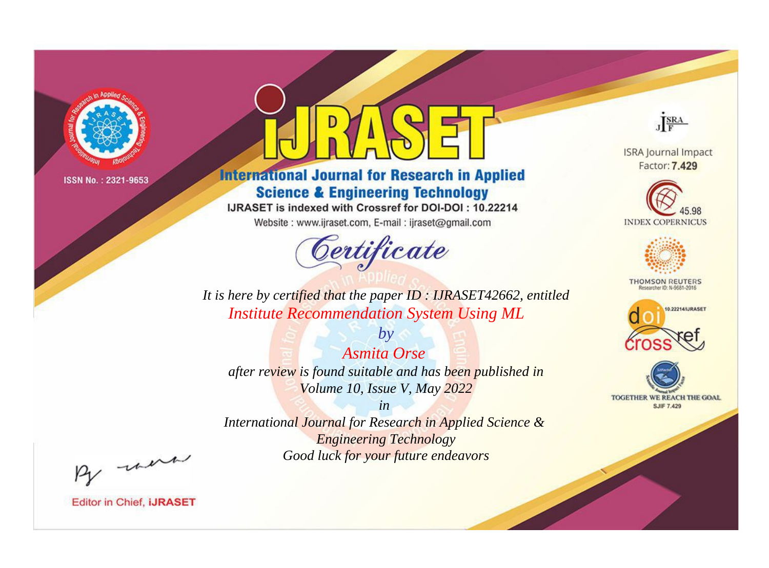ISSN No. : 2321-9653

# iJRASET

## International Journal for Research in Applied Science & Engineering Technology

IJRASET is indexed with Crossref for DOI-DOI : 10.22214

Website : www.ijraset.com, E-mail : ijraset@gmail.com

ISRA Journal Impact Factor: **7.429**

45.98 INDEX COPERNICUS

THOMSON REUTERS Researcher ID: N-9681-2016

10.22214/IJRASET

TOGETHER WE REACH THE GOAL SJIF 7.429

# *Certificate*

*It is here by certified that the paper ID : IJRASET42662, entitled*

*Institute Recommendation System Using ML*

*by*

*Asmita Orse*

*after review is found suitable and has been published in*

*Volume 10, Issue V, May 2022*

*in*

*International Journal for Research in Applied Science & Engineering Technology*

*Good luck for your future endeavors*

Editor in Chief, **iJRASET**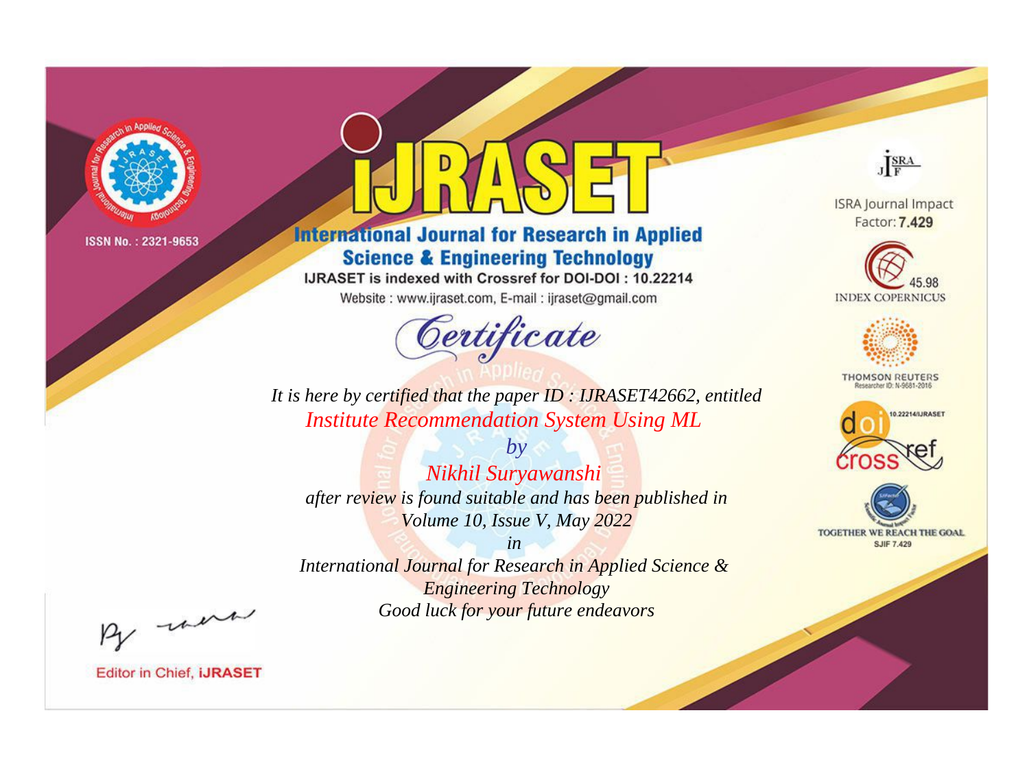ISSN No. : 2321-9653

# IJRASET

## International Journal for Research in Applied Science & Engineering Technology

IJRASET is indexed with Crossref for DOI-DOI : 10.22214

Website : www.ijraset.com, E-mail : ijraset@gmail.com

## Certificate

*It is here by certified that the paper ID : IJRASET42662, entitled*

*Institute Recommendation System Using ML*

*by*

*Nikhil Suryawanshi*

*after review is found suitable and has been published in*

*Volume 10, Issue V, May 2022*

*in*

*International Journal for Research in Applied Science & Engineering Technology*

*Good luck for your future endeavors*

ISRA Journal Impact Factor: **7.429**

45.98 INDEX COPERNICUS

THOMSON REUTERS Researcher ID: N-9681-2016

10.22214/IJRASET

TOGETHER WE REACH THE GOAL SJIF 7.429

Editor in Chief, **IJRASET**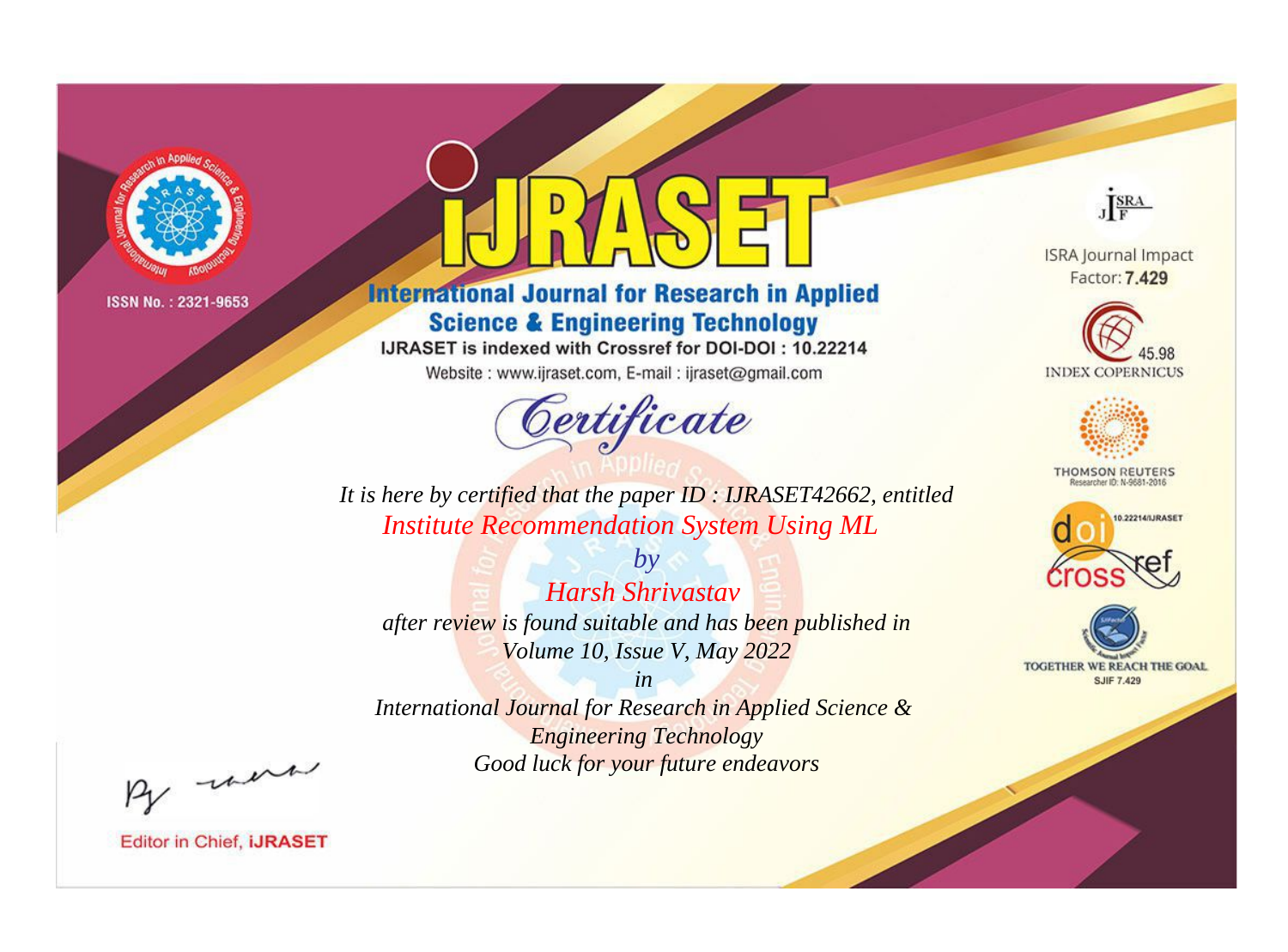ISSN No. : 2321-9653

# iJRASET

## International Journal for Research in Applied Science & Engineering Technology

IJRASET is indexed with Crossref for DOI-DOI : 10.22214

Website : www.ijraset.com, E-mail : ijraset@gmail.com

*Certificate*

*It is here by certified that the paper ID : IJRASET42662, entitled*

*Institute Recommendation System Using ML*

*by*

*Harsh Shrivastav*

*after review is found suitable and has been published in*

*Volume 10, Issue V, May 2022*

*in*

*International Journal for Research in Applied Science & Engineering Technology*

*Good luck for your future endeavors*

ISRA Journal Impact Factor: **7.429**

45.98 INDEX COPERNICUS

THOMSON REUTERS Researcher ID: N-9681-2016

10.22214/IJRASET

TOGETHER WE REACH THE GOAL SJIF 7.429

Editor in Chief, **iJRASET**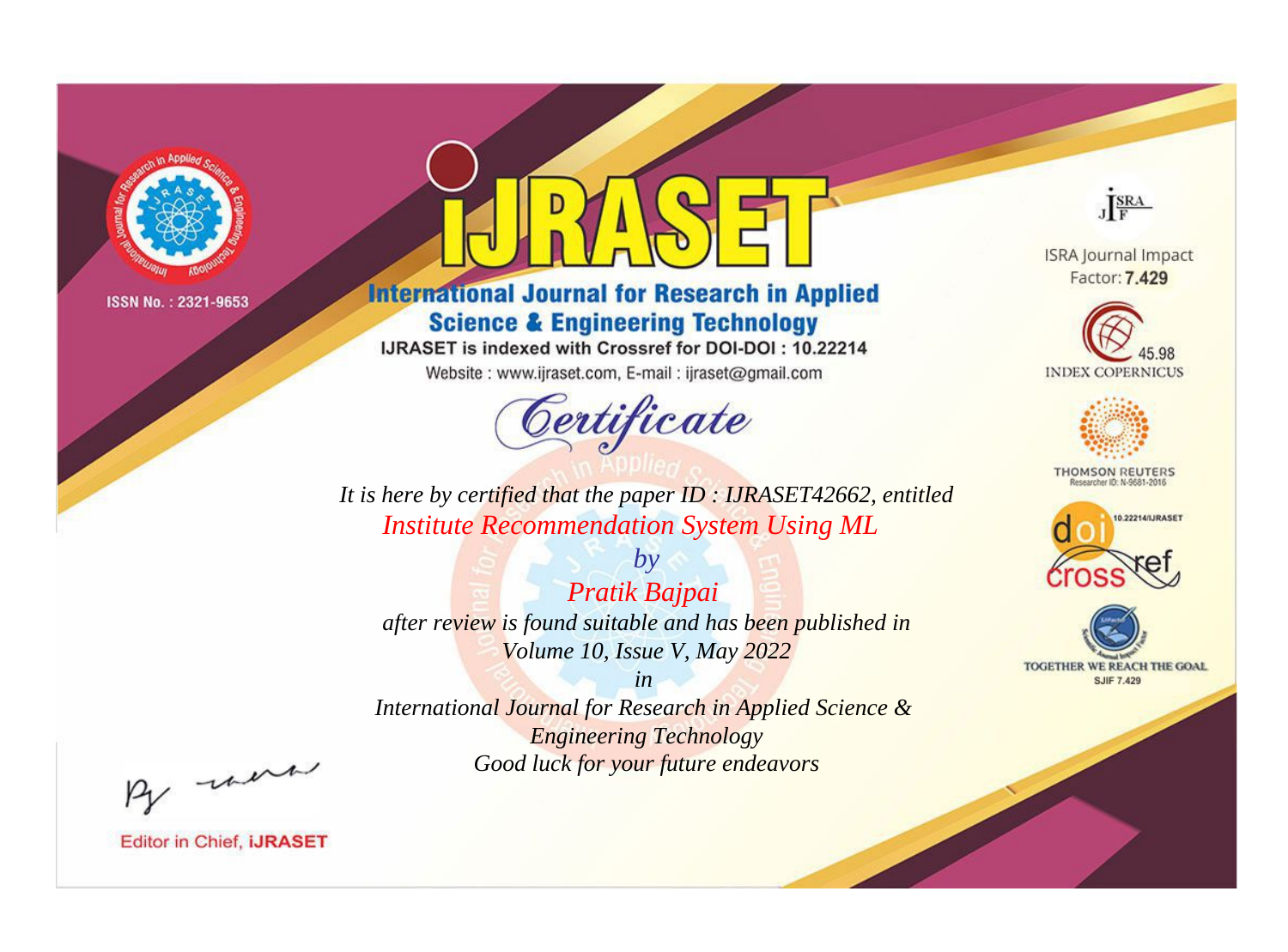ISSN No. : 2321-9653

# IJRASET

## International Journal for Research in Applied Science & Engineering Technology

IJRASET is indexed with Crossref for DOI-DOI : 10.22214

Website : www.ijraset.com, E-mail : ijraset@gmail.com

ISRA Journal Impact Factor: **7.429**

45.98 INDEX COPERNICUS

THOMSON REUTERS Researcher ID: N-9681-2016

10.22214/IJRASET

TOGETHER WE REACH THE GOAL SJIF 7.429

# *Certificate*

*It is here by certified that the paper ID : IJRASET42662, entitled*

*Institute Recommendation System Using ML*

*by*

*Pratik Bajpai*

*after review is found suitable and has been published in*

*Volume 10, Issue V, May 2022*

*in*

*International Journal for Research in Applied Science & Engineering Technology*

*Good luck for your future endeavors*

Editor in Chief, **iJRASET**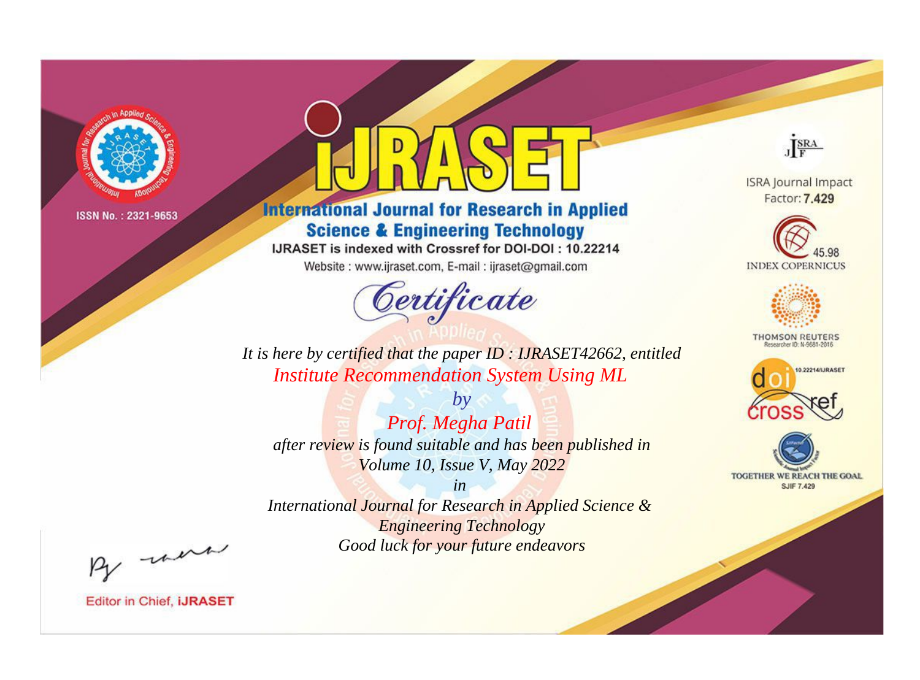ISSN No. : 2321-9653

# iJRASET

**International Journal for Research in Applied Science & Engineering Technology**

IJRASET is indexed with Crossref for DOI-DOI : 10.22214

Website : www.ijraset.com, E-mail : ijraset@gmail.com

*Certificate*

*It is here by certified that the paper ID : IJRASET42662, entitled*

*Institute Recommendation System Using ML*

*by*

*Prof. Megha Patil*

*after review is found suitable and has been published in*

*Volume 10, Issue V, May 2022*

*in*

*International Journal for Research in Applied Science & Engineering Technology*

*Good luck for your future endeavors*

ISRA Journal Impact Factor: **7.429**

45.98 INDEX COPERNICUS

THOMSON REUTERS Researcher ID: N-9681-2016

10.22214/IJRASET

TOGETHER WE REACH THE GOAL SJIF 7.429

Editor in Chief, **iJRASET**